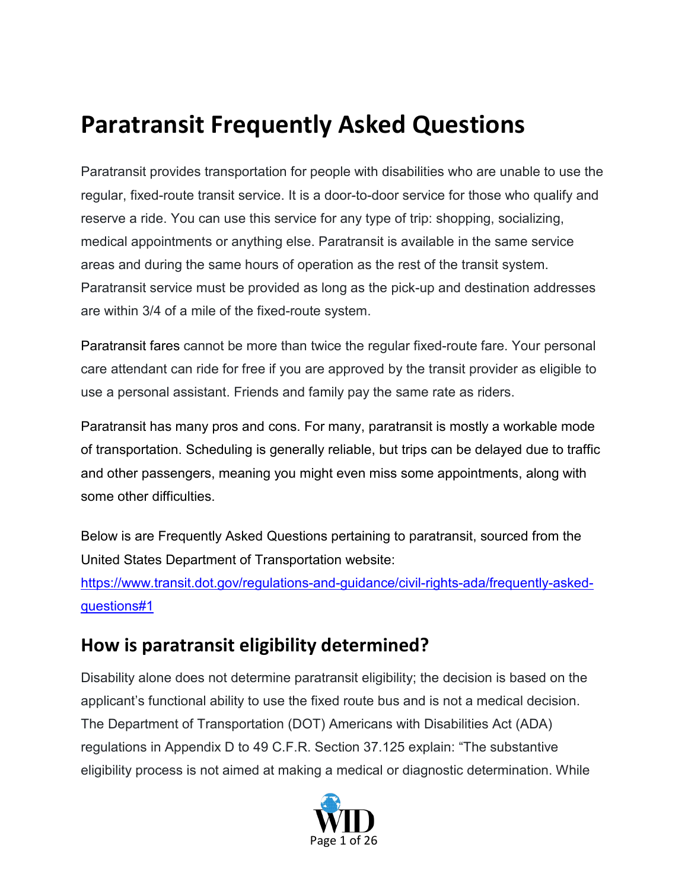# Paratransit Frequently Asked Questions

Paratransit provides transportation for people with disabilities who are unable to use the regular, fixed-route transit service. It is a door-to-door service for those who qualify and reserve a ride. You can use this service for any type of trip: shopping, socializing, medical appointments or anything else. Paratransit is available in the same service areas and during the same hours of operation as the rest of the transit system. Paratransit service must be provided as long as the pick-up and destination addresses are within 3/4 of a mile of the fixed-route system.

Paratransit fares cannot be more than twice the regular fixed-route fare. Your personal care attendant can ride for free if you are approved by the transit provider as eligible to use a personal assistant. Friends and family pay the same rate as riders.

Paratransit has many pros and cons. For many, paratransit is mostly a workable mode of transportation. Scheduling is generally reliable, but trips can be delayed due to traffic and other passengers, meaning you might even miss some appointments, along with some other difficulties.

Below is are Frequently Asked Questions pertaining to paratransit, sourced from the United States Department of Transportation website: [https://www.transit.dot.gov/regulations-and-guidance/civil-rights-ada/frequently-asked-questions#1](https://www.transit.dot.gov/regulations-and-guidance/civil-rights-ada/frequently-asked-questions#1)

## How is paratransit eligibility determined?

Disability alone does not determine paratransit eligibility; the decision is based on the applicant's functional ability to use the fixed route bus and is not a medical decision. The Department of Transportation (DOT) Americans with Disabilities Act (ADA) regulations in Appendix D to 49 C.F.R. Section 37.125 explain: "The substantive eligibility process is not aimed at making a medical or diagnostic determination. While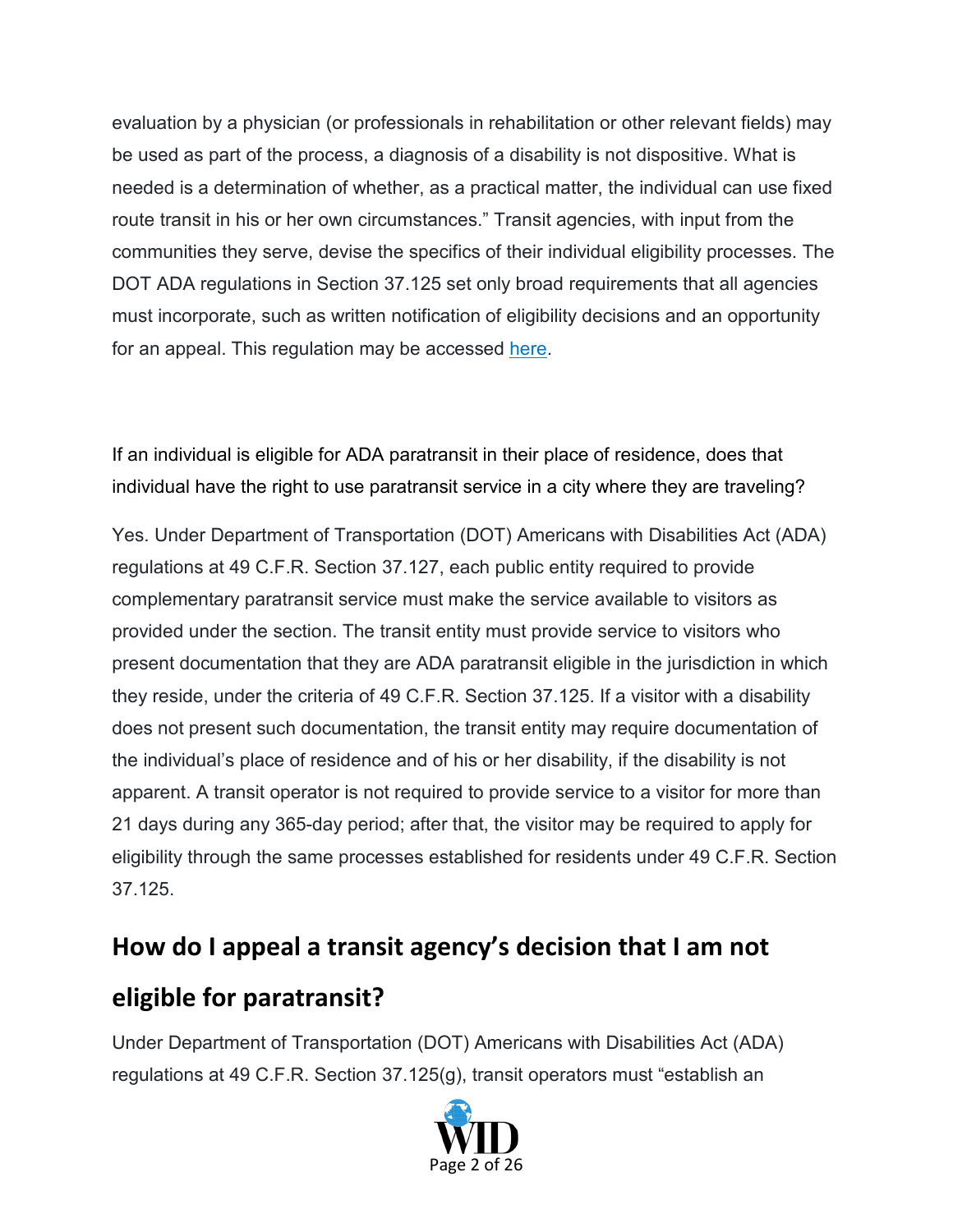evaluation by a physician (or professionals in rehabilitation or other relevant fields) may be used as part of the process, a diagnosis of a disability is not dispositive. What is needed is a determination of whether, as a practical matter, the individual can use fixed route transit in his or her own circumstances." Transit agencies, with input from the communities they serve, devise the specifics of their individual eligibility processes. The DOT ADA regulations in Section 37.125 set only broad requirements that all agencies must incorporate, such as written notification of eligibility decisions and an opportunity for an appeal. This regulation may be accessed here.

If an individual is eligible for ADA paratransit in their place of residence, does that individual have the right to use paratransit service in a city where they are traveling?

Yes. Under Department of Transportation (DOT) Americans with Disabilities Act (ADA) regulations at 49 C.F.R. Section 37.127, each public entity required to provide complementary paratransit service must make the service available to visitors as provided under the section. The transit entity must provide service to visitors who present documentation that they are ADA paratransit eligible in the jurisdiction in which they reside, under the criteria of 49 C.F.R. Section 37.125. If a visitor with a disability does not present such documentation, the transit entity may require documentation of the individual's place of residence and of his or her disability, if the disability is not apparent. A transit operator is not required to provide service to a visitor for more than 21 days during any 365-day period; after that, the visitor may be required to apply for eligibility through the same processes established for residents under 49 C.F.R. Section 37.125.

## How do I appeal a transit agency's decision that I am not eligible for paratransit?

Under Department of Transportation (DOT) Americans with Disabilities Act (ADA) regulations at 49 C.F.R. Section 37.125(g), transit operators must "establish an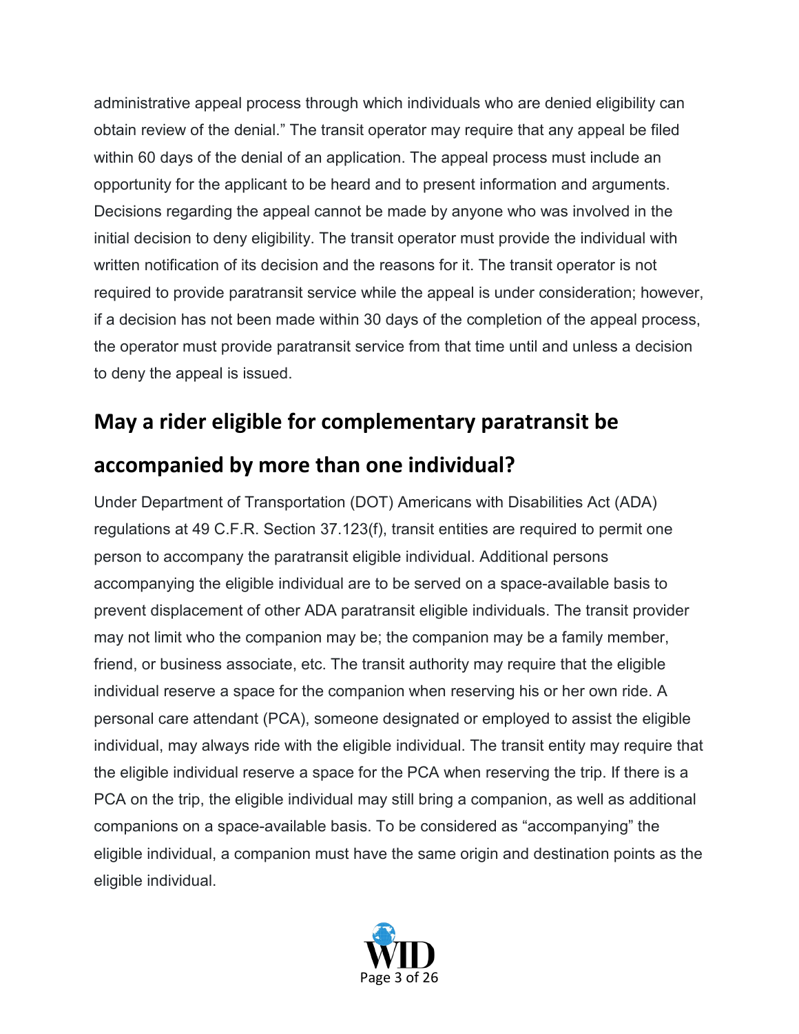administrative appeal process through which individuals who are denied eligibility can obtain review of the denial." The transit operator may require that any appeal be filed within 60 days of the denial of an application. The appeal process must include an opportunity for the applicant to be heard and to present information and arguments. Decisions regarding the appeal cannot be made by anyone who was involved in the initial decision to deny eligibility. The transit operator must provide the individual with written notification of its decision and the reasons for it. The transit operator is not required to provide paratransit service while the appeal is under consideration; however, if a decision has not been made within 30 days of the completion of the appeal process, the operator must provide paratransit service from that time until and unless a decision to deny the appeal is issued.

## May a rider eligible for complementary paratransit be accompanied by more than one individual?

Under Department of Transportation (DOT) Americans with Disabilities Act (ADA) regulations at 49 C.F.R. Section 37.123(f), transit entities are required to permit one person to accompany the paratransit eligible individual. Additional persons accompanying the eligible individual are to be served on a space-available basis to prevent displacement of other ADA paratransit eligible individuals. The transit provider may not limit who the companion may be; the companion may be a family member, friend, or business associate, etc. The transit authority may require that the eligible individual reserve a space for the companion when reserving his or her own ride. A personal care attendant (PCA), someone designated or employed to assist the eligible individual, may always ride with the eligible individual. The transit entity may require that the eligible individual reserve a space for the PCA when reserving the trip. If there is a PCA on the trip, the eligible individual may still bring a companion, as well as additional companions on a space-available basis. To be considered as "accompanying" the eligible individual, a companion must have the same origin and destination points as the eligible individual.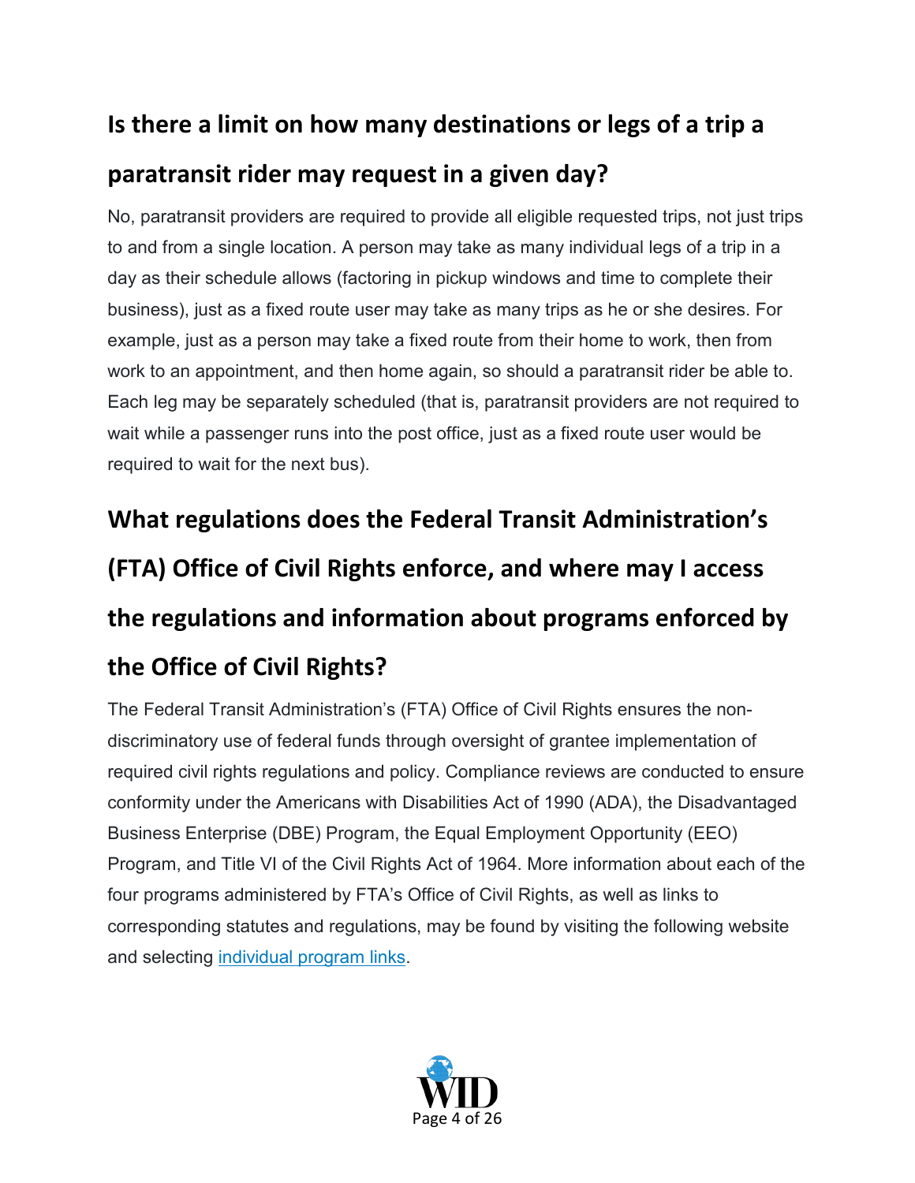## Is there a limit on how many destinations or legs of a trip a paratransit rider may request in a given day?

No, paratransit providers are required to provide all eligible requested trips, not just trips to and from a single location. A person may take as many individual legs of a trip in a day as their schedule allows (factoring in pickup windows and time to complete their business), just as a fixed route user may take as many trips as he or she desires. For example, just as a person may take a fixed route from their home to work, then from work to an appointment, and then home again, so should a paratransit rider be able to. Each leg may be separately scheduled (that is, paratransit providers are not required to wait while a passenger runs into the post office, just as a fixed route user would be required to wait for the next bus).

## What regulations does the Federal Transit Administration's (FTA) Office of Civil Rights enforce, and where may I access the regulations and information about programs enforced by the Office of Civil Rights?

The Federal Transit Administration's (FTA) Office of Civil Rights ensures the non-discriminatory use of federal funds through oversight of grantee implementation of required civil rights regulations and policy. Compliance reviews are conducted to ensure conformity under the Americans with Disabilities Act of 1990 (ADA), the Disadvantaged Business Enterprise (DBE) Program, the Equal Employment Opportunity (EEO) Program, and Title VI of the Civil Rights Act of 1964. More information about each of the four programs administered by FTA's Office of Civil Rights, as well as links to corresponding statutes and regulations, may be found by visiting the following website and selecting individual program links.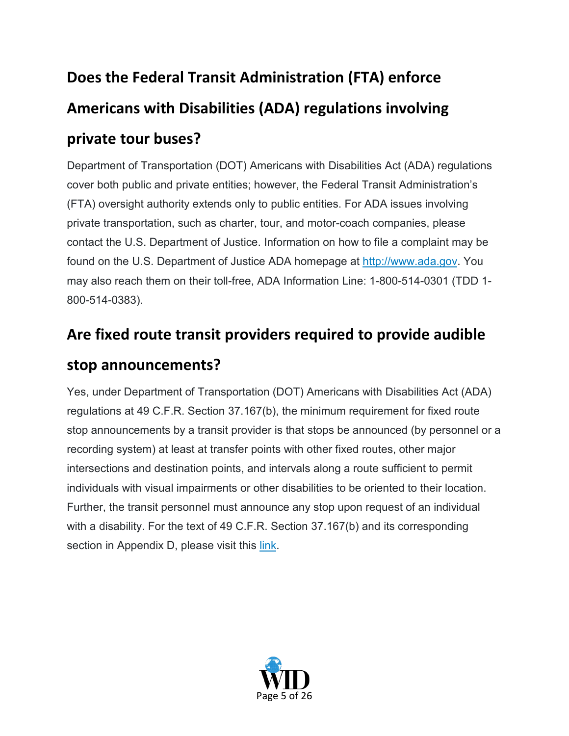## Does the Federal Transit Administration (FTA) enforce Americans with Disabilities (ADA) regulations involving private tour buses?

Department of Transportation (DOT) Americans with Disabilities Act (ADA) regulations cover both public and private entities; however, the Federal Transit Administration's (FTA) oversight authority extends only to public entities. For ADA issues involving private transportation, such as charter, tour, and motor-coach companies, please contact the U.S. Department of Justice. Information on how to file a complaint may be found on the U.S. Department of Justice ADA homepage at [http://www.ada.gov](http://www.ada.gov). You may also reach them on their toll-free, ADA Information Line: 1-800-514-0301 (TDD 1-800-514-0383).

## Are fixed route transit providers required to provide audible stop announcements?

Yes, under Department of Transportation (DOT) Americans with Disabilities Act (ADA) regulations at 49 C.F.R. Section 37.167(b), the minimum requirement for fixed route stop announcements by a transit provider is that stops be announced (by personnel or a recording system) at least at transfer points with other fixed routes, other major intersections and destination points, and intervals along a route sufficient to permit individuals with visual impairments or other disabilities to be oriented to their location. Further, the transit personnel must announce any stop upon request of an individual with a disability. For the text of 49 C.F.R. Section 37.167(b) and its corresponding section in Appendix D, please visit this link.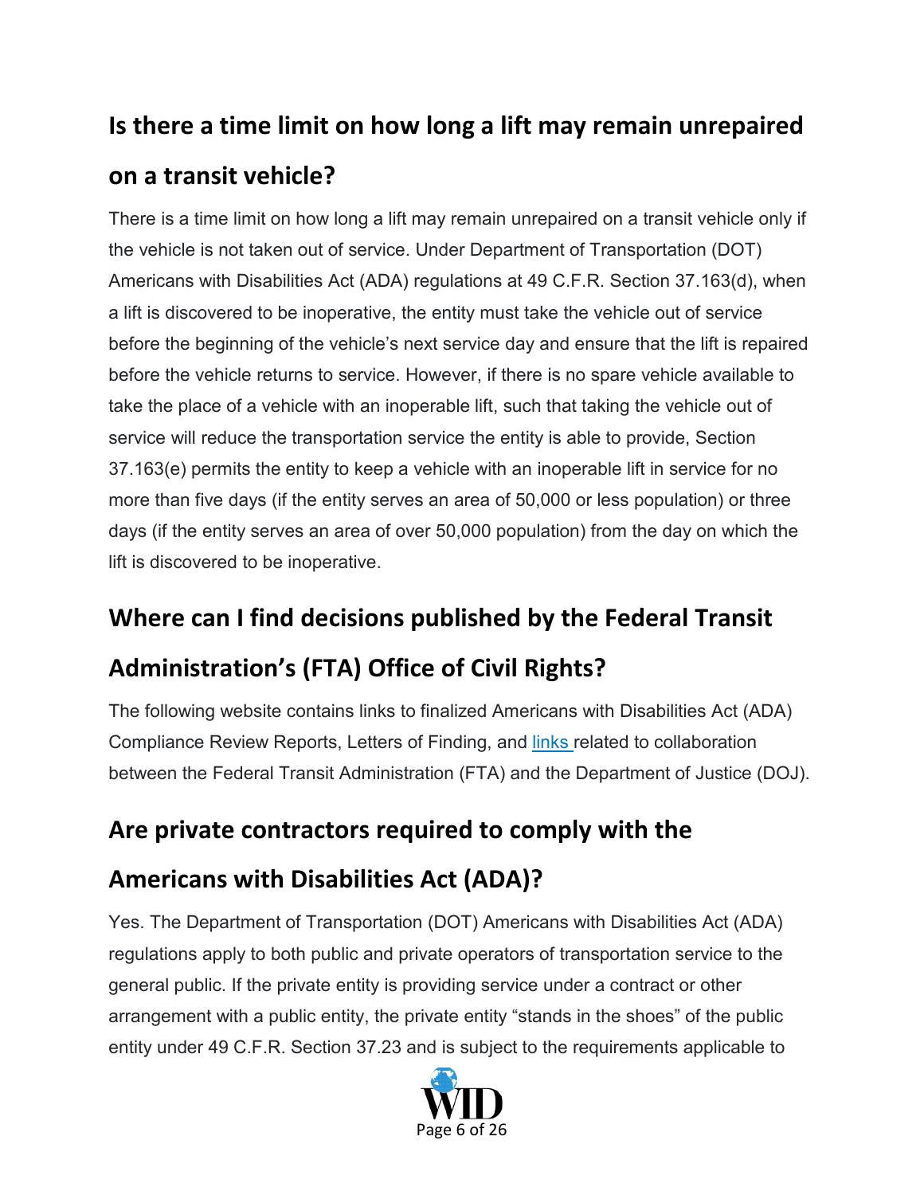## Is there a time limit on how long a lift may remain unrepaired on a transit vehicle?

There is a time limit on how long a lift may remain unrepaired on a transit vehicle only if the vehicle is not taken out of service. Under Department of Transportation (DOT) Americans with Disabilities Act (ADA) regulations at 49 C.F.R. Section 37.163(d), when a lift is discovered to be inoperative, the entity must take the vehicle out of service before the beginning of the vehicle's next service day and ensure that the lift is repaired before the vehicle returns to service. However, if there is no spare vehicle available to take the place of a vehicle with an inoperable lift, such that taking the vehicle out of service will reduce the transportation service the entity is able to provide, Section 37.163(e) permits the entity to keep a vehicle with an inoperable lift in service for no more than five days (if the entity serves an area of 50,000 or less population) or three days (if the entity serves an area of over 50,000 population) from the day on which the lift is discovered to be inoperative.

## Where can I find decisions published by the Federal Transit Administration's (FTA) Office of Civil Rights?

The following website contains links to finalized Americans with Disabilities Act (ADA) Compliance Review Reports, Letters of Finding, and links related to collaboration between the Federal Transit Administration (FTA) and the Department of Justice (DOJ).

## Are private contractors required to comply with the Americans with Disabilities Act (ADA)?

Yes. The Department of Transportation (DOT) Americans with Disabilities Act (ADA) regulations apply to both public and private operators of transportation service to the general public. If the private entity is providing service under a contract or other arrangement with a public entity, the private entity "stands in the shoes" of the public entity under 49 C.F.R. Section 37.23 and is subject to the requirements applicable to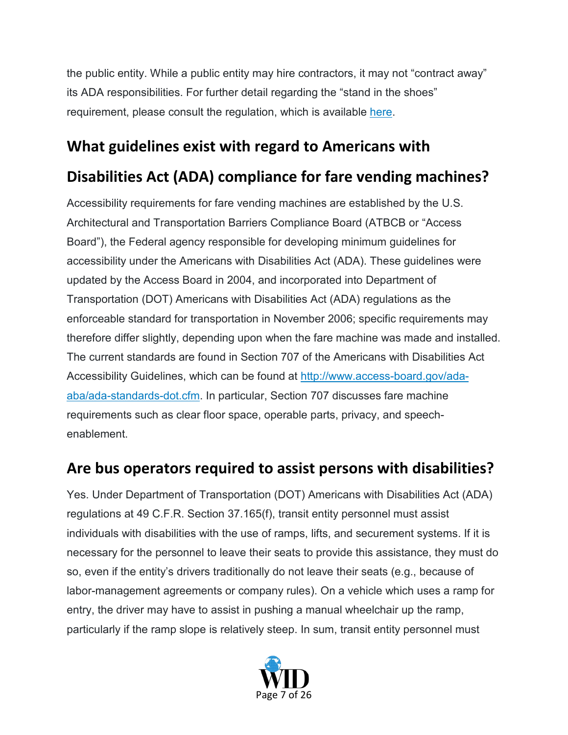the public entity. While a public entity may hire contractors, it may not “contract away” its ADA responsibilities. For further detail regarding the “stand in the shoes” requirement, please consult the regulation, which is available [here](here).

## What guidelines exist with regard to Americans with Disabilities Act (ADA) compliance for fare vending machines?

Accessibility requirements for fare vending machines are established by the U.S. Architectural and Transportation Barriers Compliance Board (ATBCB or “Access Board”), the Federal agency responsible for developing minimum guidelines for accessibility under the Americans with Disabilities Act (ADA). These guidelines were updated by the Access Board in 2004, and incorporated into Department of Transportation (DOT) Americans with Disabilities Act (ADA) regulations as the enforceable standard for transportation in November 2006; specific requirements may therefore differ slightly, depending upon when the fare machine was made and installed. The current standards are found in Section 707 of the Americans with Disabilities Act Accessibility Guidelines, which can be found at [http://www.access-board.gov/ada-aba/ada-standards-dot.cfm](http://www.access-board.gov/ada-aba/ada-standards-dot.cfm). In particular, Section 707 discusses fare machine requirements such as clear floor space, operable parts, privacy, and speech-enablement.

## Are bus operators required to assist persons with disabilities?

Yes. Under Department of Transportation (DOT) Americans with Disabilities Act (ADA) regulations at 49 C.F.R. Section 37.165(f), transit entity personnel must assist individuals with disabilities with the use of ramps, lifts, and securement systems. If it is necessary for the personnel to leave their seats to provide this assistance, they must do so, even if the entity’s drivers traditionally do not leave their seats (e.g., because of labor-management agreements or company rules). On a vehicle which uses a ramp for entry, the driver may have to assist in pushing a manual wheelchair up the ramp, particularly if the ramp slope is relatively steep. In sum, transit entity personnel must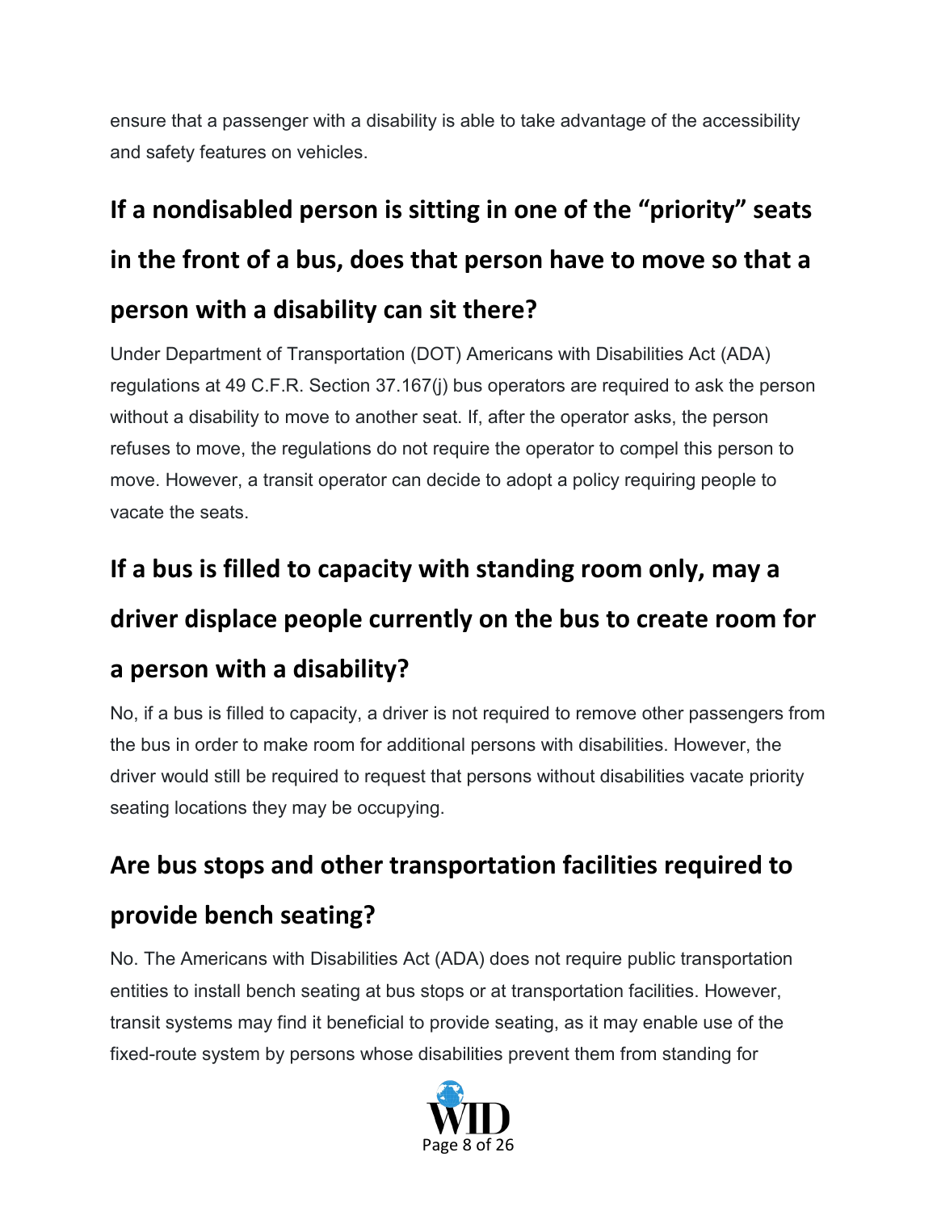ensure that a passenger with a disability is able to take advantage of the accessibility and safety features on vehicles.

## If a nondisabled person is sitting in one of the "priority" seats in the front of a bus, does that person have to move so that a person with a disability can sit there?

Under Department of Transportation (DOT) Americans with Disabilities Act (ADA) regulations at 49 C.F.R. Section 37.167(j) bus operators are required to ask the person without a disability to move to another seat. If, after the operator asks, the person refuses to move, the regulations do not require the operator to compel this person to move. However, a transit operator can decide to adopt a policy requiring people to vacate the seats.

## If a bus is filled to capacity with standing room only, may a driver displace people currently on the bus to create room for a person with a disability?

No, if a bus is filled to capacity, a driver is not required to remove other passengers from the bus in order to make room for additional persons with disabilities. However, the driver would still be required to request that persons without disabilities vacate priority seating locations they may be occupying.

## Are bus stops and other transportation facilities required to provide bench seating?

No. The Americans with Disabilities Act (ADA) does not require public transportation entities to install bench seating at bus stops or at transportation facilities. However, transit systems may find it beneficial to provide seating, as it may enable use of the fixed-route system by persons whose disabilities prevent them from standing for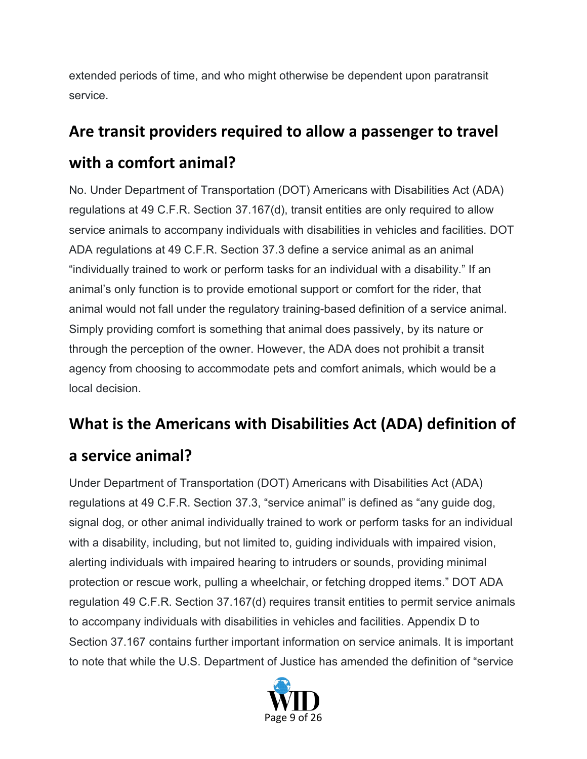extended periods of time, and who might otherwise be dependent upon paratransit service.

## Are transit providers required to allow a passenger to travel with a comfort animal?

No. Under Department of Transportation (DOT) Americans with Disabilities Act (ADA) regulations at 49 C.F.R. Section 37.167(d), transit entities are only required to allow service animals to accompany individuals with disabilities in vehicles and facilities. DOT ADA regulations at 49 C.F.R. Section 37.3 define a service animal as an animal "individually trained to work or perform tasks for an individual with a disability." If an animal's only function is to provide emotional support or comfort for the rider, that animal would not fall under the regulatory training-based definition of a service animal. Simply providing comfort is something that animal does passively, by its nature or through the perception of the owner. However, the ADA does not prohibit a transit agency from choosing to accommodate pets and comfort animals, which would be a local decision.

## What is the Americans with Disabilities Act (ADA) definition of a service animal?

Under Department of Transportation (DOT) Americans with Disabilities Act (ADA) regulations at 49 C.F.R. Section 37.3, "service animal" is defined as "any guide dog, signal dog, or other animal individually trained to work or perform tasks for an individual with a disability, including, but not limited to, guiding individuals with impaired vision, alerting individuals with impaired hearing to intruders or sounds, providing minimal protection or rescue work, pulling a wheelchair, or fetching dropped items." DOT ADA regulation 49 C.F.R. Section 37.167(d) requires transit entities to permit service animals to accompany individuals with disabilities in vehicles and facilities. Appendix D to Section 37.167 contains further important information on service animals. It is important to note that while the U.S. Department of Justice has amended the definition of "service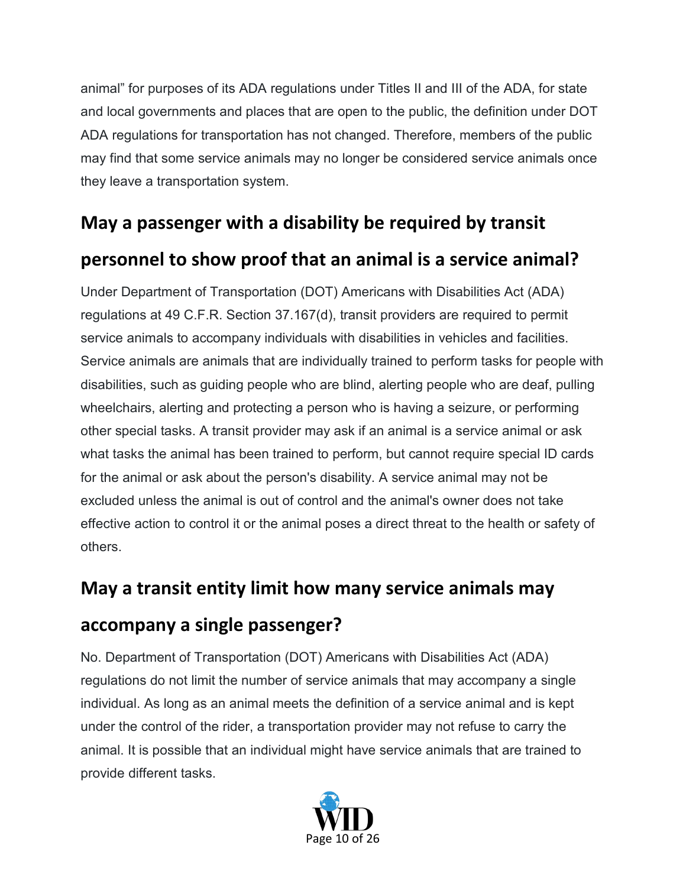animal" for purposes of its ADA regulations under Titles II and III of the ADA, for state and local governments and places that are open to the public, the definition under DOT ADA regulations for transportation has not changed. Therefore, members of the public may find that some service animals may no longer be considered service animals once they leave a transportation system.

## May a passenger with a disability be required by transit personnel to show proof that an animal is a service animal?

Under Department of Transportation (DOT) Americans with Disabilities Act (ADA) regulations at 49 C.F.R. Section 37.167(d), transit providers are required to permit service animals to accompany individuals with disabilities in vehicles and facilities. Service animals are animals that are individually trained to perform tasks for people with disabilities, such as guiding people who are blind, alerting people who are deaf, pulling wheelchairs, alerting and protecting a person who is having a seizure, or performing other special tasks. A transit provider may ask if an animal is a service animal or ask what tasks the animal has been trained to perform, but cannot require special ID cards for the animal or ask about the person's disability. A service animal may not be excluded unless the animal is out of control and the animal's owner does not take effective action to control it or the animal poses a direct threat to the health or safety of others.

## May a transit entity limit how many service animals may accompany a single passenger?

No. Department of Transportation (DOT) Americans with Disabilities Act (ADA) regulations do not limit the number of service animals that may accompany a single individual. As long as an animal meets the definition of a service animal and is kept under the control of the rider, a transportation provider may not refuse to carry the animal. It is possible that an individual might have service animals that are trained to provide different tasks.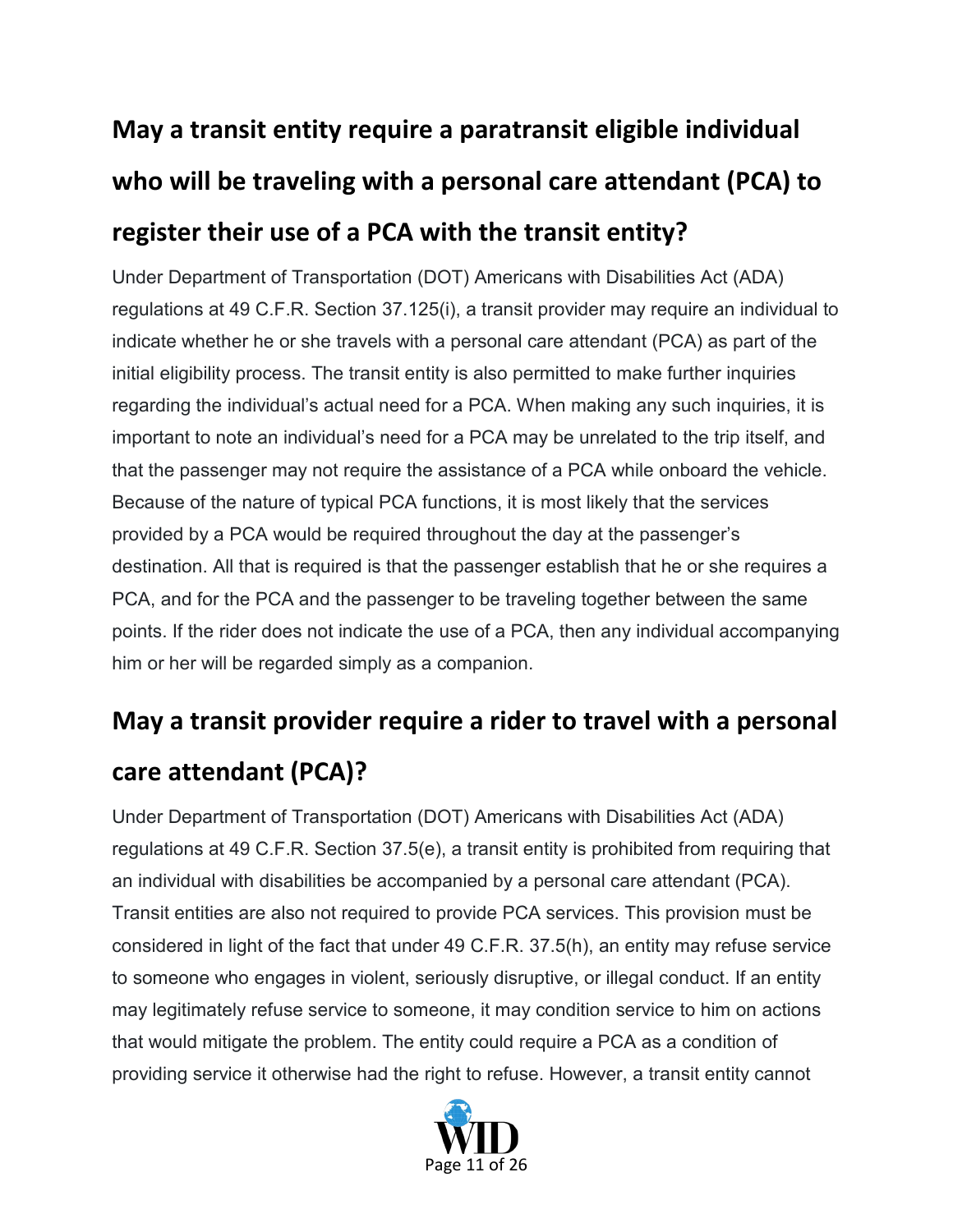## May a transit entity require a paratransit eligible individual who will be traveling with a personal care attendant (PCA) to register their use of a PCA with the transit entity?

Under Department of Transportation (DOT) Americans with Disabilities Act (ADA) regulations at 49 C.F.R. Section 37.125(i), a transit provider may require an individual to indicate whether he or she travels with a personal care attendant (PCA) as part of the initial eligibility process. The transit entity is also permitted to make further inquiries regarding the individual's actual need for a PCA. When making any such inquiries, it is important to note an individual's need for a PCA may be unrelated to the trip itself, and that the passenger may not require the assistance of a PCA while onboard the vehicle. Because of the nature of typical PCA functions, it is most likely that the services provided by a PCA would be required throughout the day at the passenger's destination. All that is required is that the passenger establish that he or she requires a PCA, and for the PCA and the passenger to be traveling together between the same points. If the rider does not indicate the use of a PCA, then any individual accompanying him or her will be regarded simply as a companion.

## May a transit provider require a rider to travel with a personal care attendant (PCA)?

Under Department of Transportation (DOT) Americans with Disabilities Act (ADA) regulations at 49 C.F.R. Section 37.5(e), a transit entity is prohibited from requiring that an individual with disabilities be accompanied by a personal care attendant (PCA). Transit entities are also not required to provide PCA services. This provision must be considered in light of the fact that under 49 C.F.R. 37.5(h), an entity may refuse service to someone who engages in violent, seriously disruptive, or illegal conduct. If an entity may legitimately refuse service to someone, it may condition service to him on actions that would mitigate the problem. The entity could require a PCA as a condition of providing service it otherwise had the right to refuse. However, a transit entity cannot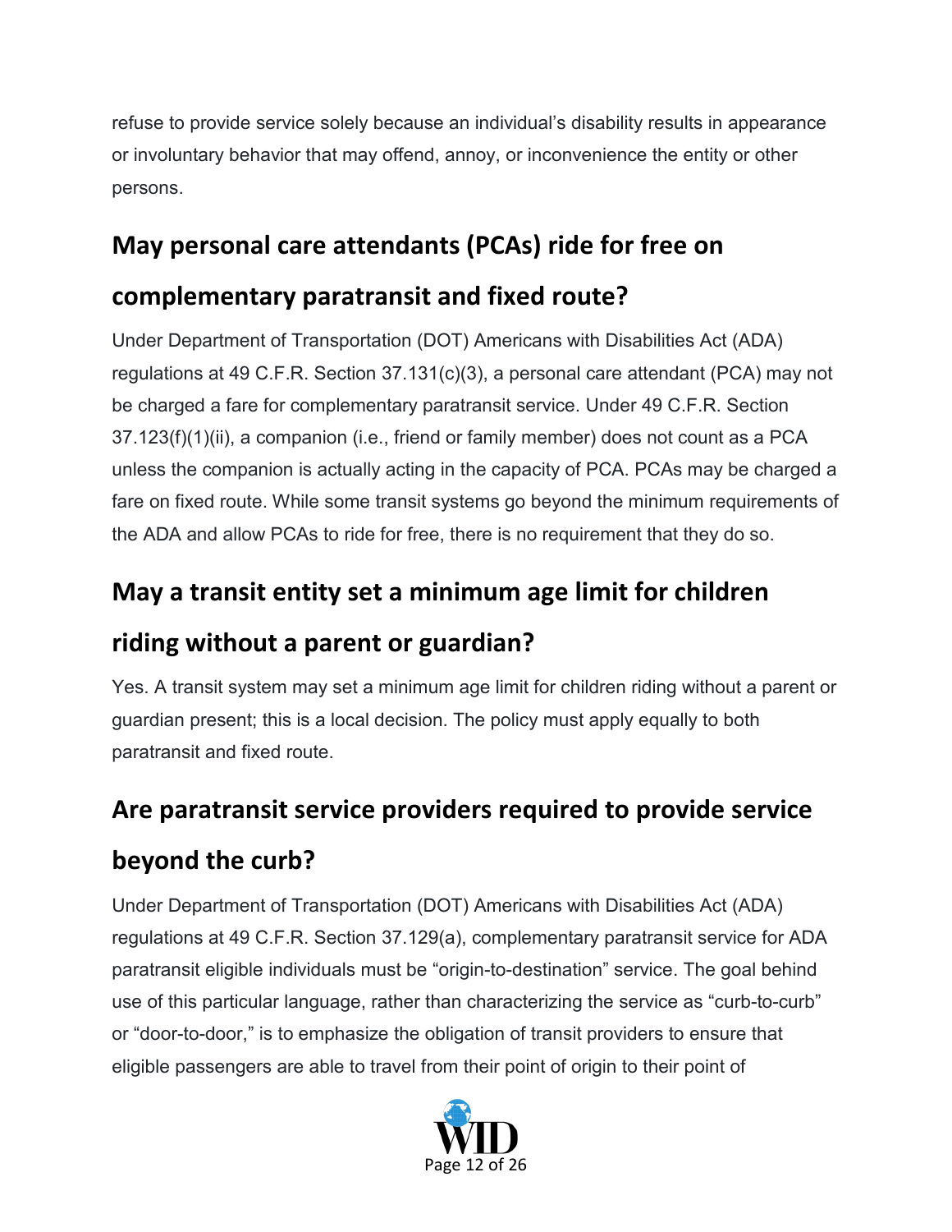refuse to provide service solely because an individual's disability results in appearance or involuntary behavior that may offend, annoy, or inconvenience the entity or other persons.

## May personal care attendants (PCAs) ride for free on complementary paratransit and fixed route?

Under Department of Transportation (DOT) Americans with Disabilities Act (ADA) regulations at 49 C.F.R. Section 37.131(c)(3), a personal care attendant (PCA) may not be charged a fare for complementary paratransit service. Under 49 C.F.R. Section 37.123(f)(1)(ii), a companion (i.e., friend or family member) does not count as a PCA unless the companion is actually acting in the capacity of PCA. PCAs may be charged a fare on fixed route. While some transit systems go beyond the minimum requirements of the ADA and allow PCAs to ride for free, there is no requirement that they do so.

## May a transit entity set a minimum age limit for children riding without a parent or guardian?

Yes. A transit system may set a minimum age limit for children riding without a parent or guardian present; this is a local decision. The policy must apply equally to both paratransit and fixed route.

## Are paratransit service providers required to provide service beyond the curb?

Under Department of Transportation (DOT) Americans with Disabilities Act (ADA) regulations at 49 C.F.R. Section 37.129(a), complementary paratransit service for ADA paratransit eligible individuals must be "origin-to-destination" service. The goal behind use of this particular language, rather than characterizing the service as "curb-to-curb" or "door-to-door," is to emphasize the obligation of transit providers to ensure that eligible passengers are able to travel from their point of origin to their point of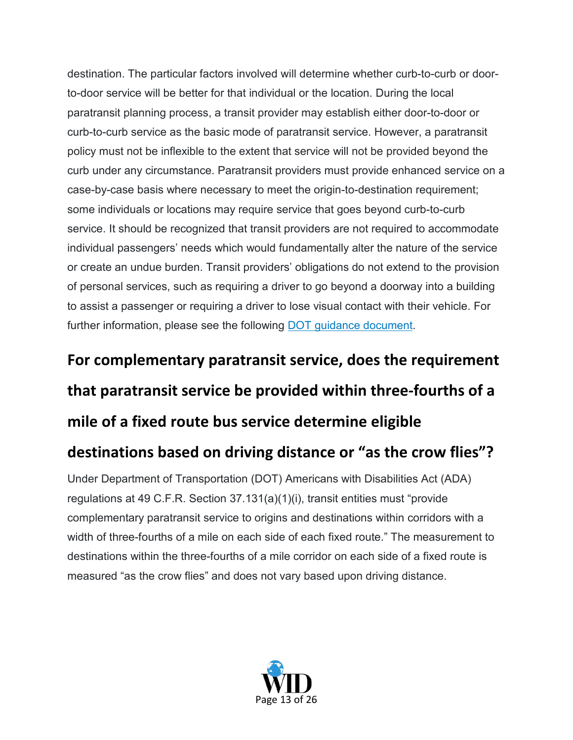destination. The particular factors involved will determine whether curb-to-curb or door-to-door service will be better for that individual or the location. During the local paratransit planning process, a transit provider may establish either door-to-door or curb-to-curb service as the basic mode of paratransit service. However, a paratransit policy must not be inflexible to the extent that service will not be provided beyond the curb under any circumstance. Paratransit providers must provide enhanced service on a case-by-case basis where necessary to meet the origin-to-destination requirement; some individuals or locations may require service that goes beyond curb-to-curb service. It should be recognized that transit providers are not required to accommodate individual passengers' needs which would fundamentally alter the nature of the service or create an undue burden. Transit providers' obligations do not extend to the provision of personal services, such as requiring a driver to go beyond a doorway into a building to assist a passenger or requiring a driver to lose visual contact with their vehicle. For further information, please see the following DOT guidance document.

## For complementary paratransit service, does the requirement that paratransit service be provided within three-fourths of a mile of a fixed route bus service determine eligible destinations based on driving distance or "as the crow flies"?

Under Department of Transportation (DOT) Americans with Disabilities Act (ADA) regulations at 49 C.F.R. Section 37.131(a)(1)(i), transit entities must "provide complementary paratransit service to origins and destinations within corridors with a width of three-fourths of a mile on each side of each fixed route." The measurement to destinations within the three-fourths of a mile corridor on each side of a fixed route is measured "as the crow flies" and does not vary based upon driving distance.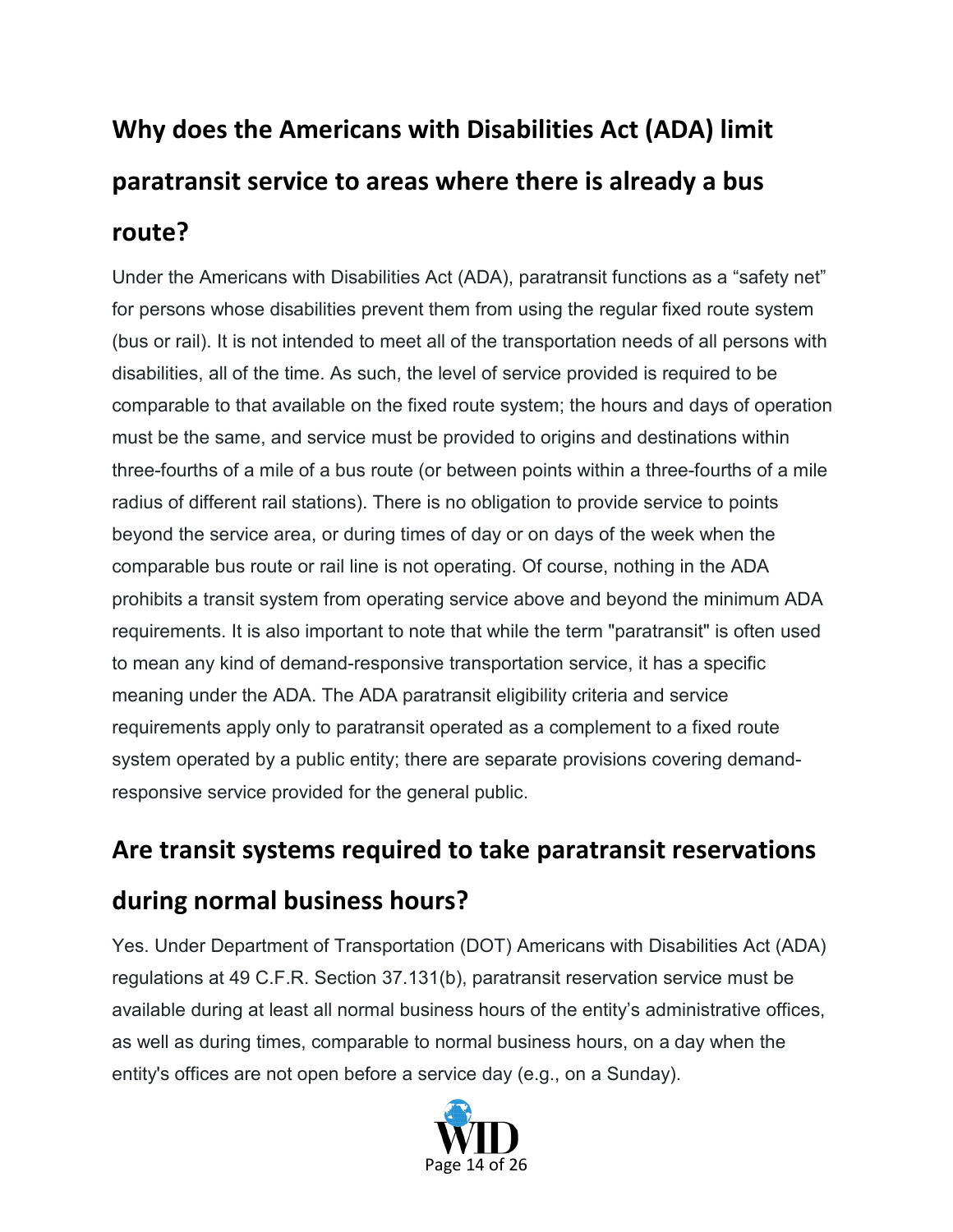## Why does the Americans with Disabilities Act (ADA) limit paratransit service to areas where there is already a bus route?

Under the Americans with Disabilities Act (ADA), paratransit functions as a “safety net” for persons whose disabilities prevent them from using the regular fixed route system (bus or rail). It is not intended to meet all of the transportation needs of all persons with disabilities, all of the time. As such, the level of service provided is required to be comparable to that available on the fixed route system; the hours and days of operation must be the same, and service must be provided to origins and destinations within three-fourths of a mile of a bus route (or between points within a three-fourths of a mile radius of different rail stations). There is no obligation to provide service to points beyond the service area, or during times of day or on days of the week when the comparable bus route or rail line is not operating. Of course, nothing in the ADA prohibits a transit system from operating service above and beyond the minimum ADA requirements. It is also important to note that while the term "paratransit" is often used to mean any kind of demand-responsive transportation service, it has a specific meaning under the ADA. The ADA paratransit eligibility criteria and service requirements apply only to paratransit operated as a complement to a fixed route system operated by a public entity; there are separate provisions covering demand-responsive service provided for the general public.

## Are transit systems required to take paratransit reservations during normal business hours?

Yes. Under Department of Transportation (DOT) Americans with Disabilities Act (ADA) regulations at 49 C.F.R. Section 37.131(b), paratransit reservation service must be available during at least all normal business hours of the entity’s administrative offices, as well as during times, comparable to normal business hours, on a day when the entity's offices are not open before a service day (e.g., on a Sunday).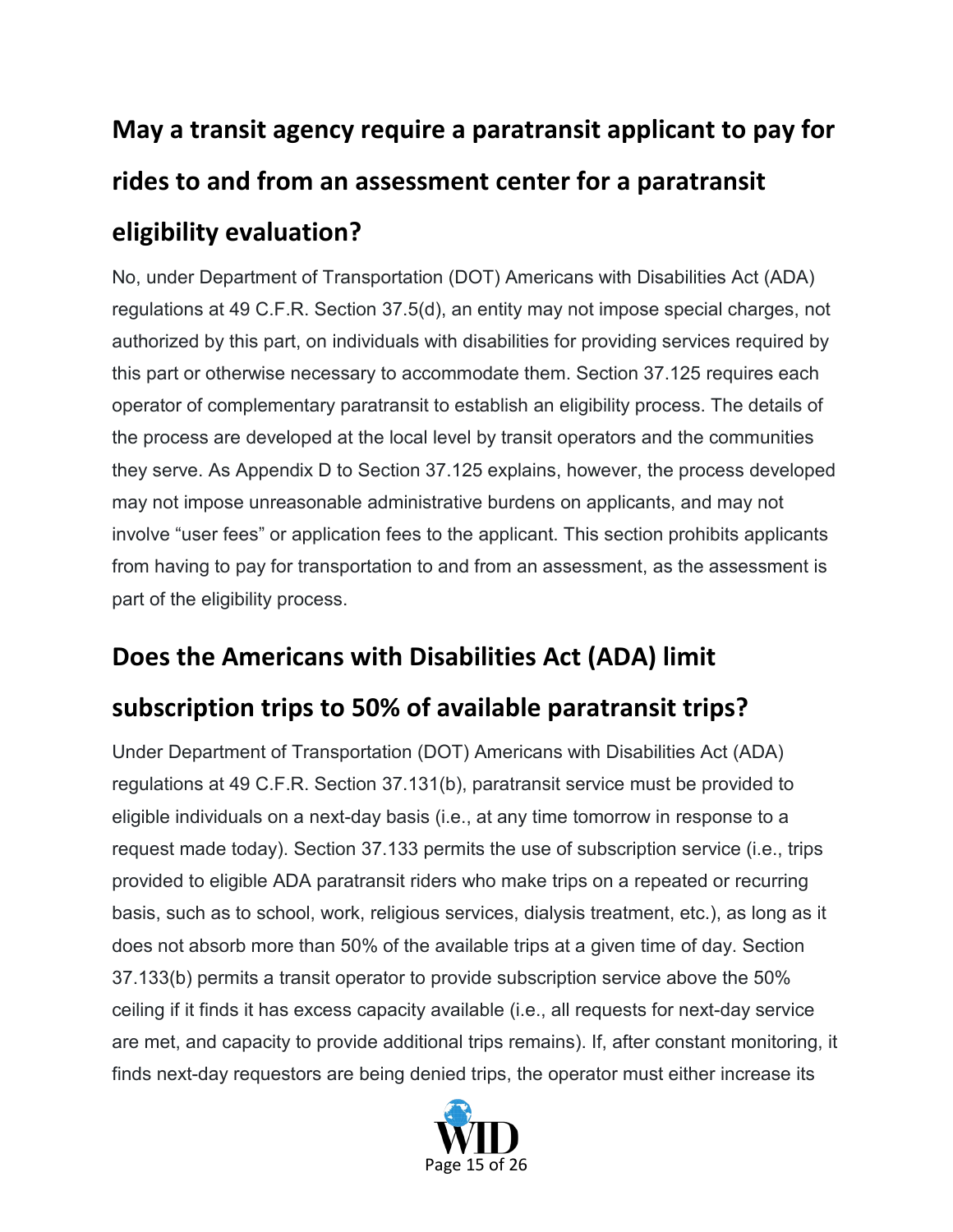## May a transit agency require a paratransit applicant to pay for rides to and from an assessment center for a paratransit eligibility evaluation?

No, under Department of Transportation (DOT) Americans with Disabilities Act (ADA) regulations at 49 C.F.R. Section 37.5(d), an entity may not impose special charges, not authorized by this part, on individuals with disabilities for providing services required by this part or otherwise necessary to accommodate them. Section 37.125 requires each operator of complementary paratransit to establish an eligibility process. The details of the process are developed at the local level by transit operators and the communities they serve. As Appendix D to Section 37.125 explains, however, the process developed may not impose unreasonable administrative burdens on applicants, and may not involve "user fees" or application fees to the applicant. This section prohibits applicants from having to pay for transportation to and from an assessment, as the assessment is part of the eligibility process.

## Does the Americans with Disabilities Act (ADA) limit subscription trips to 50% of available paratransit trips?

Under Department of Transportation (DOT) Americans with Disabilities Act (ADA) regulations at 49 C.F.R. Section 37.131(b), paratransit service must be provided to eligible individuals on a next-day basis (i.e., at any time tomorrow in response to a request made today). Section 37.133 permits the use of subscription service (i.e., trips provided to eligible ADA paratransit riders who make trips on a repeated or recurring basis, such as to school, work, religious services, dialysis treatment, etc.), as long as it does not absorb more than 50% of the available trips at a given time of day. Section 37.133(b) permits a transit operator to provide subscription service above the 50% ceiling if it finds it has excess capacity available (i.e., all requests for next-day service are met, and capacity to provide additional trips remains). If, after constant monitoring, it finds next-day requestors are being denied trips, the operator must either increase its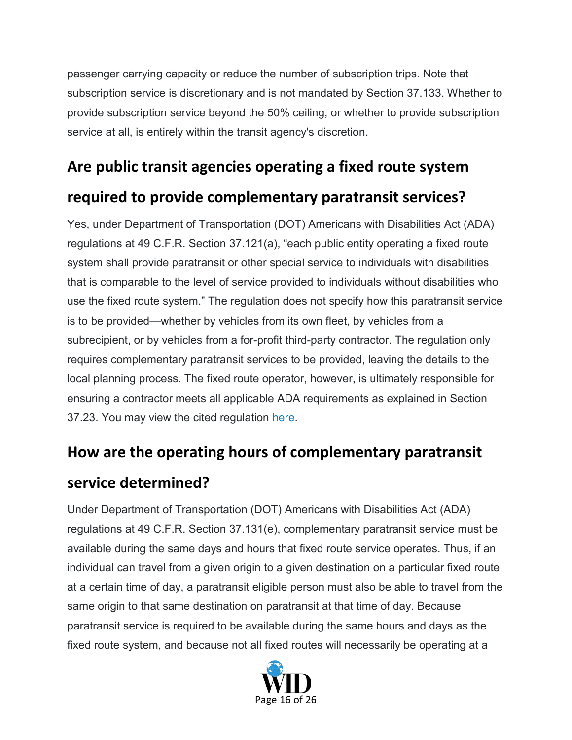passenger carrying capacity or reduce the number of subscription trips. Note that subscription service is discretionary and is not mandated by Section 37.133. Whether to provide subscription service beyond the 50% ceiling, or whether to provide subscription service at all, is entirely within the transit agency's discretion.

## Are public transit agencies operating a fixed route system required to provide complementary paratransit services?

Yes, under Department of Transportation (DOT) Americans with Disabilities Act (ADA) regulations at 49 C.F.R. Section 37.121(a), "each public entity operating a fixed route system shall provide paratransit or other special service to individuals with disabilities that is comparable to the level of service provided to individuals without disabilities who use the fixed route system." The regulation does not specify how this paratransit service is to be provided—whether by vehicles from its own fleet, by vehicles from a subrecipient, or by vehicles from a for-profit third-party contractor. The regulation only requires complementary paratransit services to be provided, leaving the details to the local planning process. The fixed route operator, however, is ultimately responsible for ensuring a contractor meets all applicable ADA requirements as explained in Section 37.23. You may view the cited regulation here.

## How are the operating hours of complementary paratransit service determined?

Under Department of Transportation (DOT) Americans with Disabilities Act (ADA) regulations at 49 C.F.R. Section 37.131(e), complementary paratransit service must be available during the same days and hours that fixed route service operates. Thus, if an individual can travel from a given origin to a given destination on a particular fixed route at a certain time of day, a paratransit eligible person must also be able to travel from the same origin to that same destination on paratransit at that time of day. Because paratransit service is required to be available during the same hours and days as the fixed route system, and because not all fixed routes will necessarily be operating at a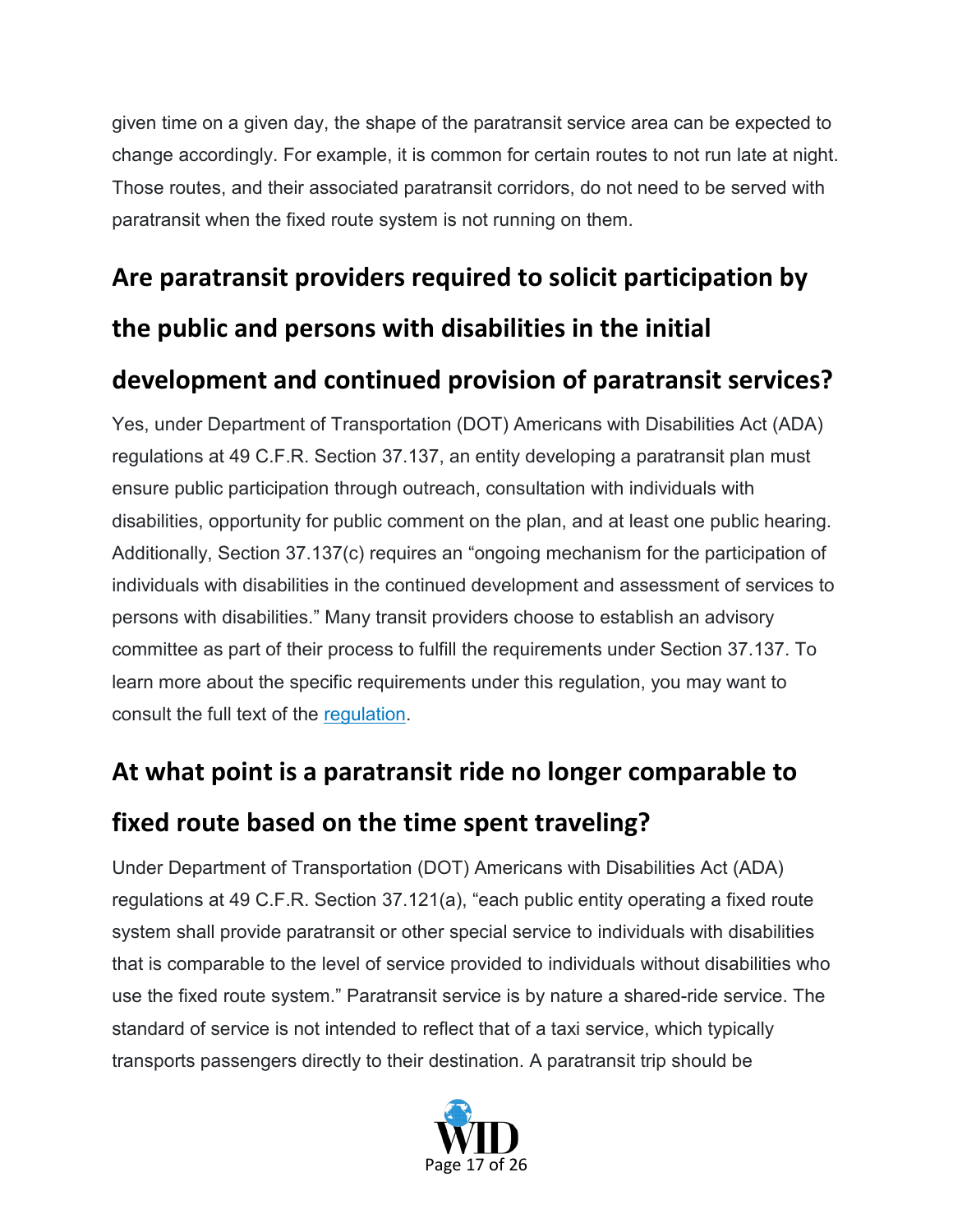given time on a given day, the shape of the paratransit service area can be expected to change accordingly. For example, it is common for certain routes to not run late at night. Those routes, and their associated paratransit corridors, do not need to be served with paratransit when the fixed route system is not running on them.

## Are paratransit providers required to solicit participation by the public and persons with disabilities in the initial development and continued provision of paratransit services?

Yes, under Department of Transportation (DOT) Americans with Disabilities Act (ADA) regulations at 49 C.F.R. Section 37.137, an entity developing a paratransit plan must ensure public participation through outreach, consultation with individuals with disabilities, opportunity for public comment on the plan, and at least one public hearing. Additionally, Section 37.137(c) requires an "ongoing mechanism for the participation of individuals with disabilities in the continued development and assessment of services to persons with disabilities." Many transit providers choose to establish an advisory committee as part of their process to fulfill the requirements under Section 37.137. To learn more about the specific requirements under this regulation, you may want to consult the full text of the regulation.

## At what point is a paratransit ride no longer comparable to fixed route based on the time spent traveling?

Under Department of Transportation (DOT) Americans with Disabilities Act (ADA) regulations at 49 C.F.R. Section 37.121(a), "each public entity operating a fixed route system shall provide paratransit or other special service to individuals with disabilities that is comparable to the level of service provided to individuals without disabilities who use the fixed route system." Paratransit service is by nature a shared-ride service. The standard of service is not intended to reflect that of a taxi service, which typically transports passengers directly to their destination. A paratransit trip should be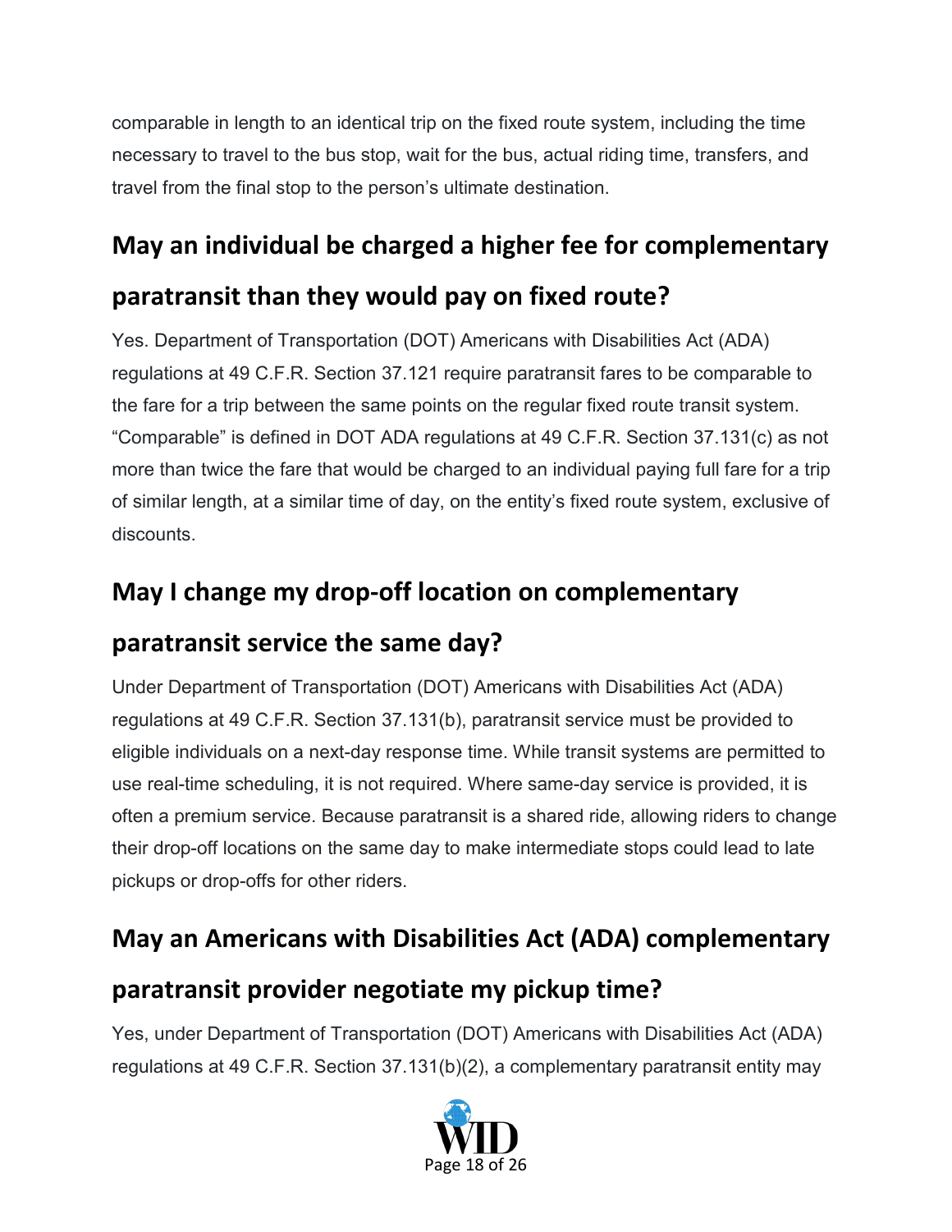comparable in length to an identical trip on the fixed route system, including the time necessary to travel to the bus stop, wait for the bus, actual riding time, transfers, and travel from the final stop to the person's ultimate destination.

## May an individual be charged a higher fee for complementary paratransit than they would pay on fixed route?

Yes. Department of Transportation (DOT) Americans with Disabilities Act (ADA) regulations at 49 C.F.R. Section 37.121 require paratransit fares to be comparable to the fare for a trip between the same points on the regular fixed route transit system. "Comparable" is defined in DOT ADA regulations at 49 C.F.R. Section 37.131(c) as not more than twice the fare that would be charged to an individual paying full fare for a trip of similar length, at a similar time of day, on the entity's fixed route system, exclusive of discounts.

## May I change my drop-off location on complementary paratransit service the same day?

Under Department of Transportation (DOT) Americans with Disabilities Act (ADA) regulations at 49 C.F.R. Section 37.131(b), paratransit service must be provided to eligible individuals on a next-day response time. While transit systems are permitted to use real-time scheduling, it is not required. Where same-day service is provided, it is often a premium service. Because paratransit is a shared ride, allowing riders to change their drop-off locations on the same day to make intermediate stops could lead to late pickups or drop-offs for other riders.

## May an Americans with Disabilities Act (ADA) complementary paratransit provider negotiate my pickup time?

Yes, under Department of Transportation (DOT) Americans with Disabilities Act (ADA) regulations at 49 C.F.R. Section 37.131(b)(2), a complementary paratransit entity may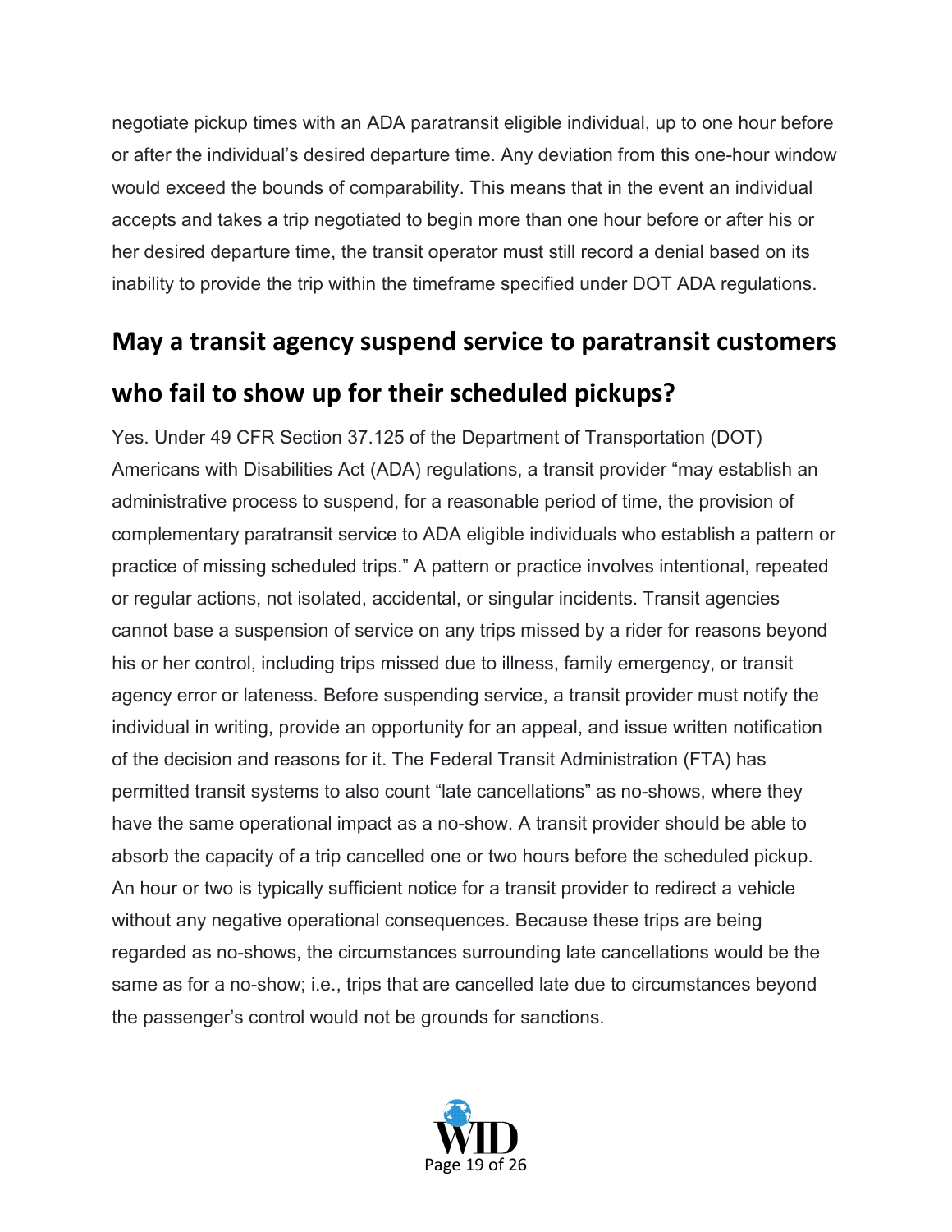negotiate pickup times with an ADA paratransit eligible individual, up to one hour before or after the individual's desired departure time. Any deviation from this one-hour window would exceed the bounds of comparability. This means that in the event an individual accepts and takes a trip negotiated to begin more than one hour before or after his or her desired departure time, the transit operator must still record a denial based on its inability to provide the trip within the timeframe specified under DOT ADA regulations.

## May a transit agency suspend service to paratransit customers who fail to show up for their scheduled pickups?

Yes. Under 49 CFR Section 37.125 of the Department of Transportation (DOT) Americans with Disabilities Act (ADA) regulations, a transit provider "may establish an administrative process to suspend, for a reasonable period of time, the provision of complementary paratransit service to ADA eligible individuals who establish a pattern or practice of missing scheduled trips." A pattern or practice involves intentional, repeated or regular actions, not isolated, accidental, or singular incidents. Transit agencies cannot base a suspension of service on any trips missed by a rider for reasons beyond his or her control, including trips missed due to illness, family emergency, or transit agency error or lateness. Before suspending service, a transit provider must notify the individual in writing, provide an opportunity for an appeal, and issue written notification of the decision and reasons for it. The Federal Transit Administration (FTA) has permitted transit systems to also count "late cancellations" as no-shows, where they have the same operational impact as a no-show. A transit provider should be able to absorb the capacity of a trip cancelled one or two hours before the scheduled pickup. An hour or two is typically sufficient notice for a transit provider to redirect a vehicle without any negative operational consequences. Because these trips are being regarded as no-shows, the circumstances surrounding late cancellations would be the same as for a no-show; i.e., trips that are cancelled late due to circumstances beyond the passenger's control would not be grounds for sanctions.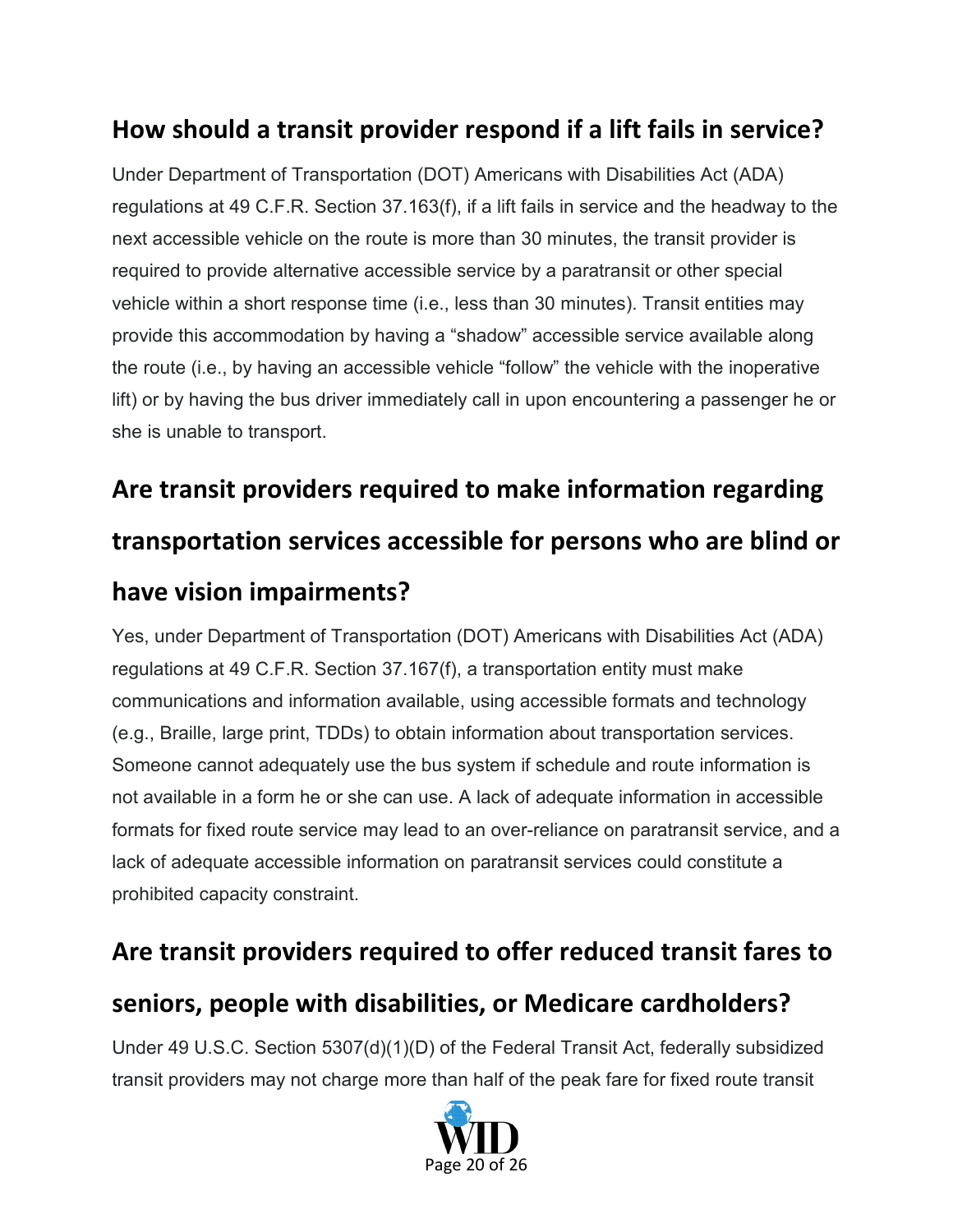## How should a transit provider respond if a lift fails in service?

Under Department of Transportation (DOT) Americans with Disabilities Act (ADA) regulations at 49 C.F.R. Section 37.163(f), if a lift fails in service and the headway to the next accessible vehicle on the route is more than 30 minutes, the transit provider is required to provide alternative accessible service by a paratransit or other special vehicle within a short response time (i.e., less than 30 minutes). Transit entities may provide this accommodation by having a "shadow" accessible service available along the route (i.e., by having an accessible vehicle "follow" the vehicle with the inoperative lift) or by having the bus driver immediately call in upon encountering a passenger he or she is unable to transport.

## Are transit providers required to make information regarding transportation services accessible for persons who are blind or have vision impairments?

Yes, under Department of Transportation (DOT) Americans with Disabilities Act (ADA) regulations at 49 C.F.R. Section 37.167(f), a transportation entity must make communications and information available, using accessible formats and technology (e.g., Braille, large print, TDDs) to obtain information about transportation services. Someone cannot adequately use the bus system if schedule and route information is not available in a form he or she can use. A lack of adequate information in accessible formats for fixed route service may lead to an over-reliance on paratransit service, and a lack of adequate accessible information on paratransit services could constitute a prohibited capacity constraint.

## Are transit providers required to offer reduced transit fares to seniors, people with disabilities, or Medicare cardholders?

Under 49 U.S.C. Section 5307(d)(1)(D) of the Federal Transit Act, federally subsidized transit providers may not charge more than half of the peak fare for fixed route transit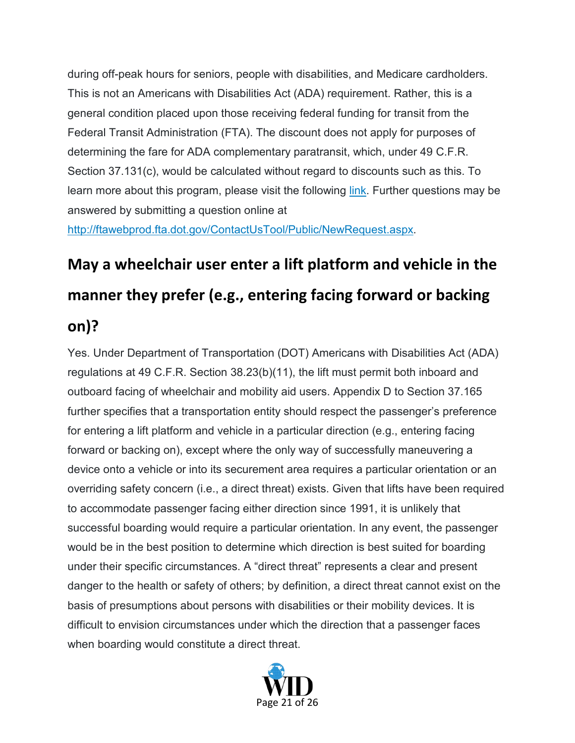during off-peak hours for seniors, people with disabilities, and Medicare cardholders. This is not an Americans with Disabilities Act (ADA) requirement. Rather, this is a general condition placed upon those receiving federal funding for transit from the Federal Transit Administration (FTA). The discount does not apply for purposes of determining the fare for ADA complementary paratransit, which, under 49 C.F.R. Section 37.131(c), would be calculated without regard to discounts such as this. To learn more about this program, please visit the following link. Further questions may be answered by submitting a question online at http://ftawebprod.fta.dot.gov/ContactUsTool/Public/NewRequest.aspx.

## May a wheelchair user enter a lift platform and vehicle in the manner they prefer (e.g., entering facing forward or backing on)?

Yes. Under Department of Transportation (DOT) Americans with Disabilities Act (ADA) regulations at 49 C.F.R. Section 38.23(b)(11), the lift must permit both inboard and outboard facing of wheelchair and mobility aid users. Appendix D to Section 37.165 further specifies that a transportation entity should respect the passenger's preference for entering a lift platform and vehicle in a particular direction (e.g., entering facing forward or backing on), except where the only way of successfully maneuvering a device onto a vehicle or into its securement area requires a particular orientation or an overriding safety concern (i.e., a direct threat) exists. Given that lifts have been required to accommodate passenger facing either direction since 1991, it is unlikely that successful boarding would require a particular orientation. In any event, the passenger would be in the best position to determine which direction is best suited for boarding under their specific circumstances. A "direct threat" represents a clear and present danger to the health or safety of others; by definition, a direct threat cannot exist on the basis of presumptions about persons with disabilities or their mobility devices. It is difficult to envision circumstances under which the direction that a passenger faces when boarding would constitute a direct threat.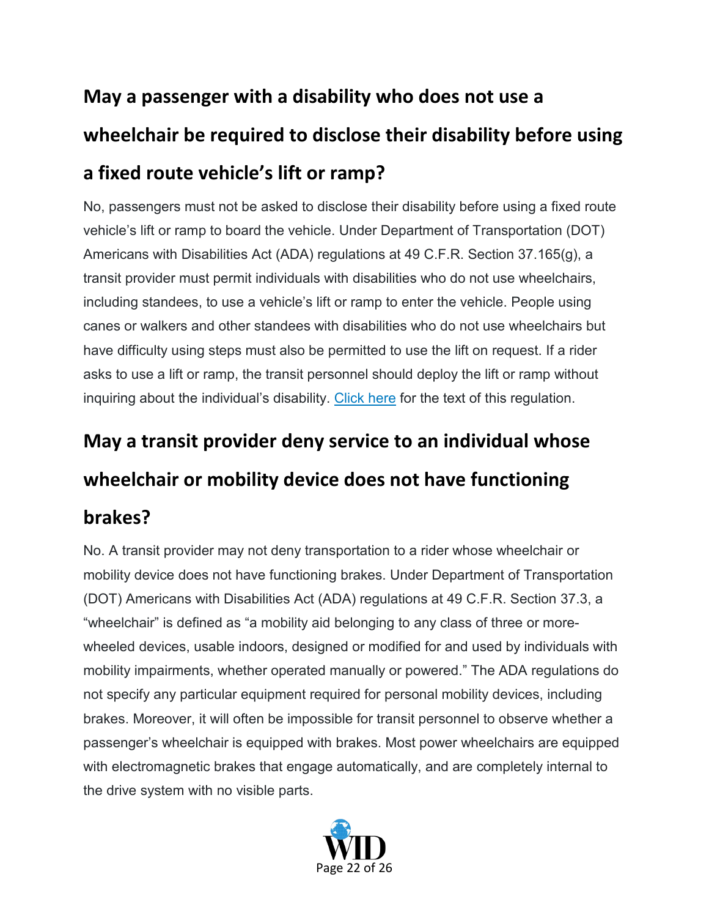## May a passenger with a disability who does not use a wheelchair be required to disclose their disability before using a fixed route vehicle's lift or ramp?

No, passengers must not be asked to disclose their disability before using a fixed route vehicle's lift or ramp to board the vehicle. Under Department of Transportation (DOT) Americans with Disabilities Act (ADA) regulations at 49 C.F.R. Section 37.165(g), a transit provider must permit individuals with disabilities who do not use wheelchairs, including standees, to use a vehicle's lift or ramp to enter the vehicle. People using canes or walkers and other standees with disabilities who do not use wheelchairs but have difficulty using steps must also be permitted to use the lift on request. If a rider asks to use a lift or ramp, the transit personnel should deploy the lift or ramp without inquiring about the individual's disability. Click here for the text of this regulation.

## May a transit provider deny service to an individual whose wheelchair or mobility device does not have functioning brakes?

No. A transit provider may not deny transportation to a rider whose wheelchair or mobility device does not have functioning brakes. Under Department of Transportation (DOT) Americans with Disabilities Act (ADA) regulations at 49 C.F.R. Section 37.3, a "wheelchair" is defined as "a mobility aid belonging to any class of three or more-wheeled devices, usable indoors, designed or modified for and used by individuals with mobility impairments, whether operated manually or powered." The ADA regulations do not specify any particular equipment required for personal mobility devices, including brakes. Moreover, it will often be impossible for transit personnel to observe whether a passenger's wheelchair is equipped with brakes. Most power wheelchairs are equipped with electromagnetic brakes that engage automatically, and are completely internal to the drive system with no visible parts.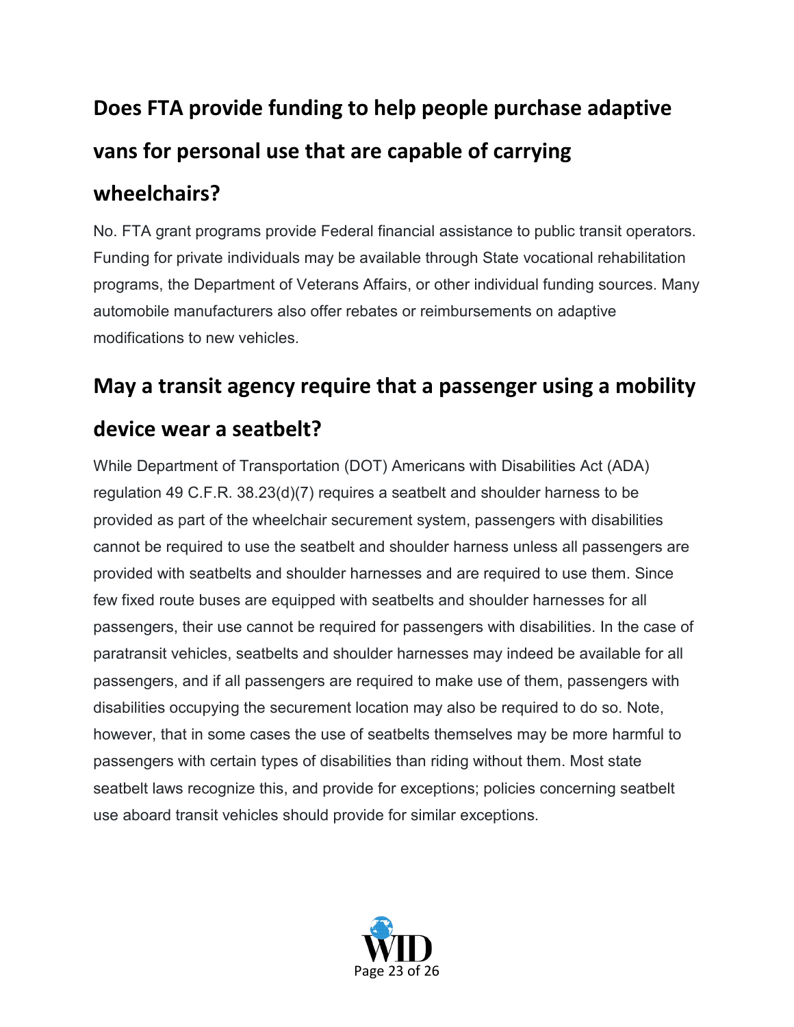## Does FTA provide funding to help people purchase adaptive vans for personal use that are capable of carrying wheelchairs?

No. FTA grant programs provide Federal financial assistance to public transit operators. Funding for private individuals may be available through State vocational rehabilitation programs, the Department of Veterans Affairs, or other individual funding sources. Many automobile manufacturers also offer rebates or reimbursements on adaptive modifications to new vehicles.

## May a transit agency require that a passenger using a mobility device wear a seatbelt?

While Department of Transportation (DOT) Americans with Disabilities Act (ADA) regulation 49 C.F.R. 38.23(d)(7) requires a seatbelt and shoulder harness to be provided as part of the wheelchair securement system, passengers with disabilities cannot be required to use the seatbelt and shoulder harness unless all passengers are provided with seatbelts and shoulder harnesses and are required to use them. Since few fixed route buses are equipped with seatbelts and shoulder harnesses for all passengers, their use cannot be required for passengers with disabilities. In the case of paratransit vehicles, seatbelts and shoulder harnesses may indeed be available for all passengers, and if all passengers are required to make use of them, passengers with disabilities occupying the securement location may also be required to do so. Note, however, that in some cases the use of seatbelts themselves may be more harmful to passengers with certain types of disabilities than riding without them. Most state seatbelt laws recognize this, and provide for exceptions; policies concerning seatbelt use aboard transit vehicles should provide for similar exceptions.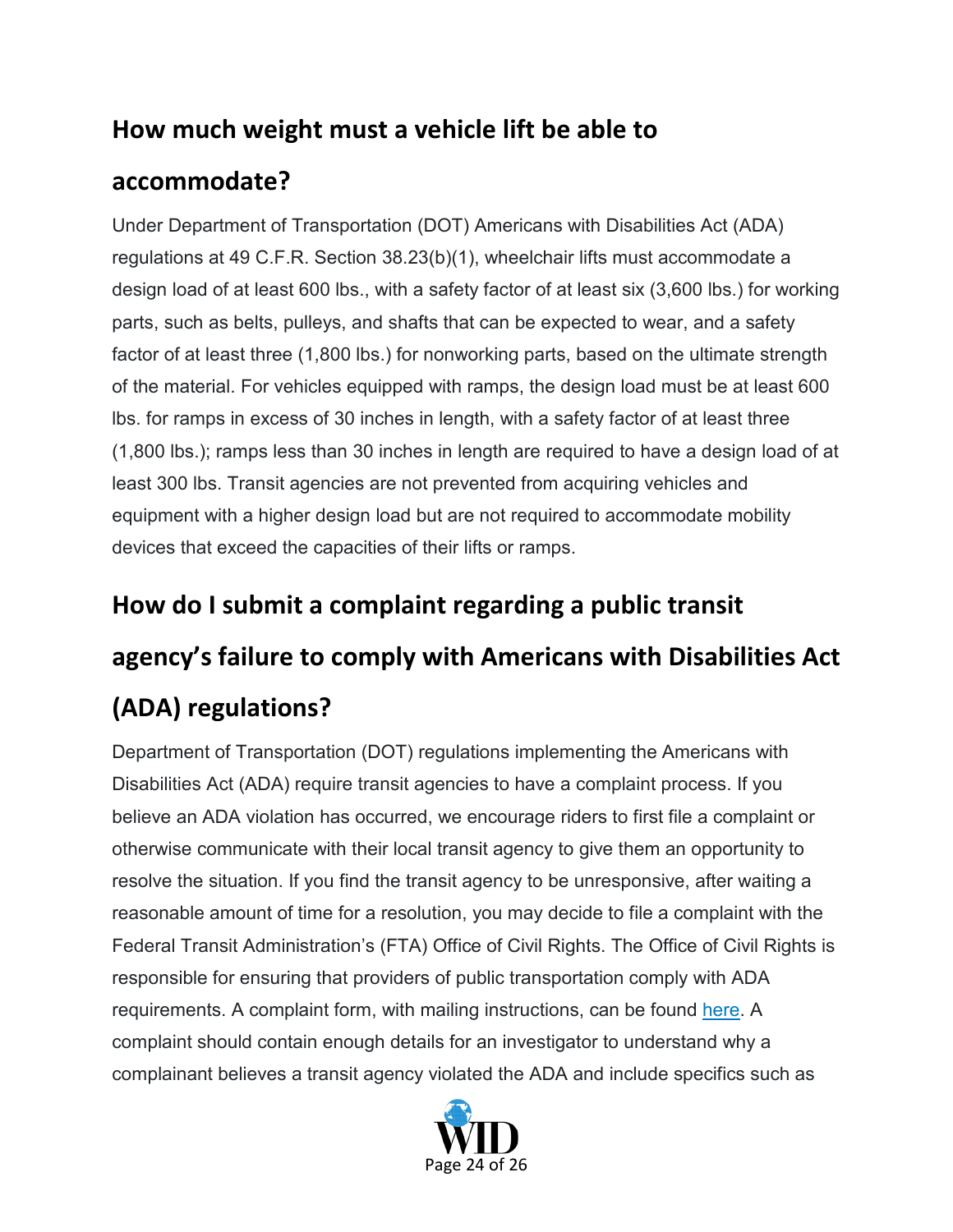## How much weight must a vehicle lift be able to accommodate?

Under Department of Transportation (DOT) Americans with Disabilities Act (ADA) regulations at 49 C.F.R. Section 38.23(b)(1), wheelchair lifts must accommodate a design load of at least 600 lbs., with a safety factor of at least six (3,600 lbs.) for working parts, such as belts, pulleys, and shafts that can be expected to wear, and a safety factor of at least three (1,800 lbs.) for nonworking parts, based on the ultimate strength of the material. For vehicles equipped with ramps, the design load must be at least 600 lbs. for ramps in excess of 30 inches in length, with a safety factor of at least three (1,800 lbs.); ramps less than 30 inches in length are required to have a design load of at least 300 lbs. Transit agencies are not prevented from acquiring vehicles and equipment with a higher design load but are not required to accommodate mobility devices that exceed the capacities of their lifts or ramps.

## How do I submit a complaint regarding a public transit agency's failure to comply with Americans with Disabilities Act (ADA) regulations?

Department of Transportation (DOT) regulations implementing the Americans with Disabilities Act (ADA) require transit agencies to have a complaint process. If you believe an ADA violation has occurred, we encourage riders to first file a complaint or otherwise communicate with their local transit agency to give them an opportunity to resolve the situation. If you find the transit agency to be unresponsive, after waiting a reasonable amount of time for a resolution, you may decide to file a complaint with the Federal Transit Administration's (FTA) Office of Civil Rights. The Office of Civil Rights is responsible for ensuring that providers of public transportation comply with ADA requirements. A complaint form, with mailing instructions, can be found here. A complaint should contain enough details for an investigator to understand why a complainant believes a transit agency violated the ADA and include specifics such as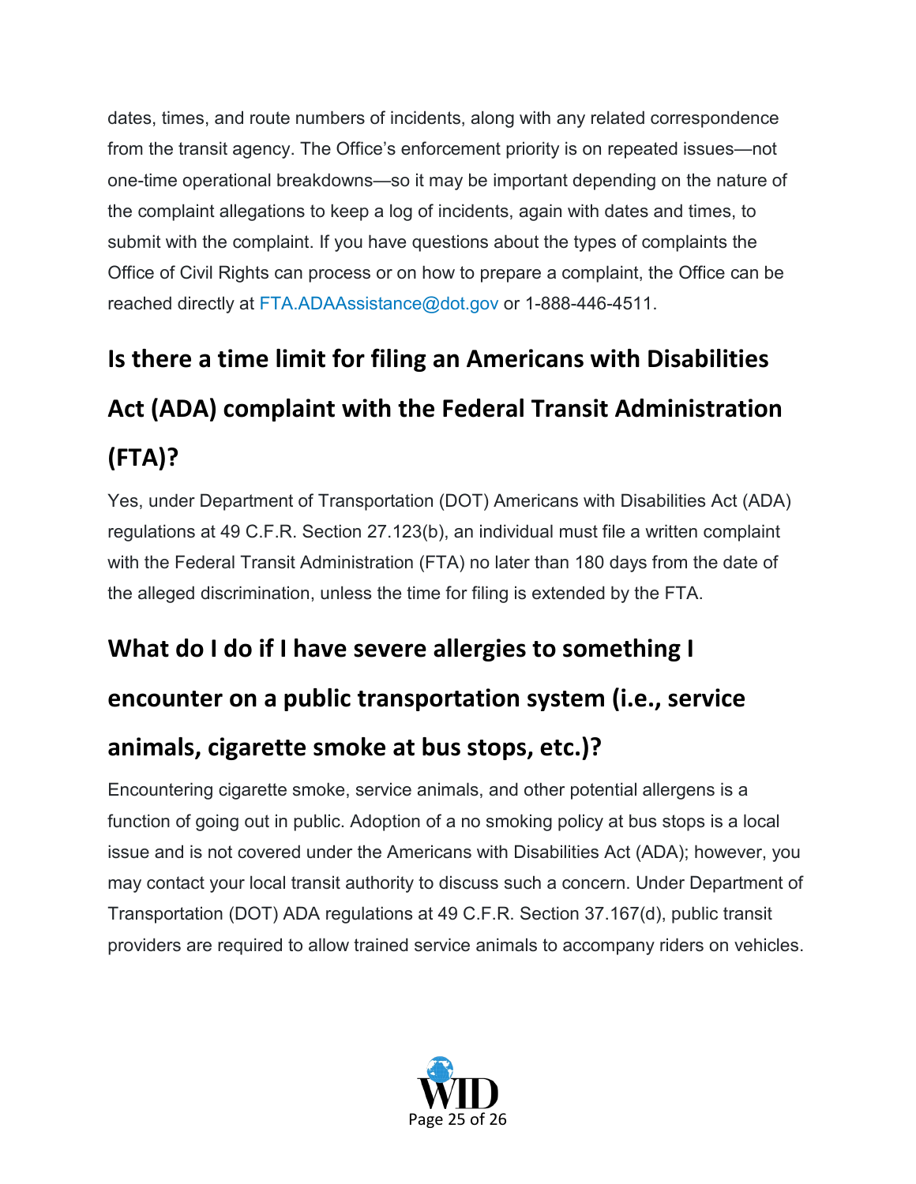dates, times, and route numbers of incidents, along with any related correspondence from the transit agency. The Office's enforcement priority is on repeated issues—not one-time operational breakdowns—so it may be important depending on the nature of the complaint allegations to keep a log of incidents, again with dates and times, to submit with the complaint. If you have questions about the types of complaints the Office of Civil Rights can process or on how to prepare a complaint, the Office can be reached directly at FTA.ADAAssistance@dot.gov or 1-888-446-4511.

## Is there a time limit for filing an Americans with Disabilities Act (ADA) complaint with the Federal Transit Administration (FTA)?

Yes, under Department of Transportation (DOT) Americans with Disabilities Act (ADA) regulations at 49 C.F.R. Section 27.123(b), an individual must file a written complaint with the Federal Transit Administration (FTA) no later than 180 days from the date of the alleged discrimination, unless the time for filing is extended by the FTA.

## What do I do if I have severe allergies to something I encounter on a public transportation system (i.e., service animals, cigarette smoke at bus stops, etc.)?

Encountering cigarette smoke, service animals, and other potential allergens is a function of going out in public. Adoption of a no smoking policy at bus stops is a local issue and is not covered under the Americans with Disabilities Act (ADA); however, you may contact your local transit authority to discuss such a concern. Under Department of Transportation (DOT) ADA regulations at 49 C.F.R. Section 37.167(d), public transit providers are required to allow trained service animals to accompany riders on vehicles.